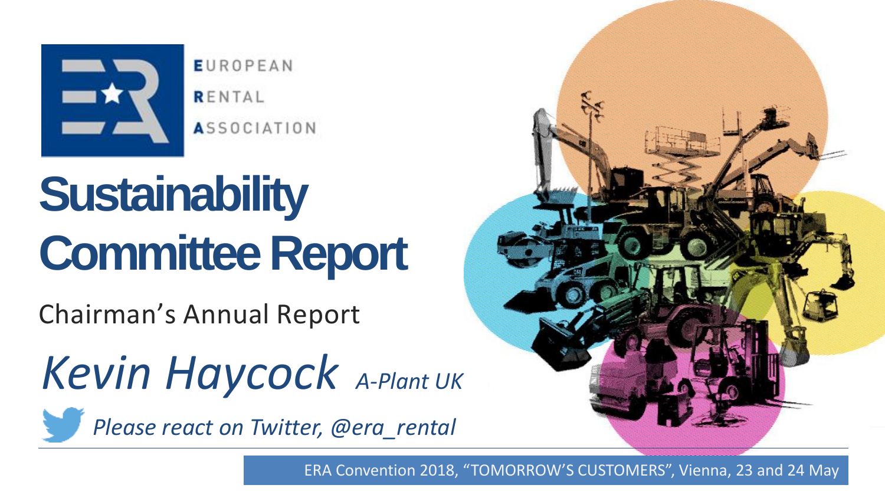EUROPEAN RENTAL ASSOCIATION

# Sustainability Committee Report

Chairman's Annual Report

*Kevin Haycock* *A-Plant UK*

*Please react on Twitter, @era_rental*

ERA Convention 2018, "TOMORROW'S CUSTOMERS", Vienna, 23 and 24 May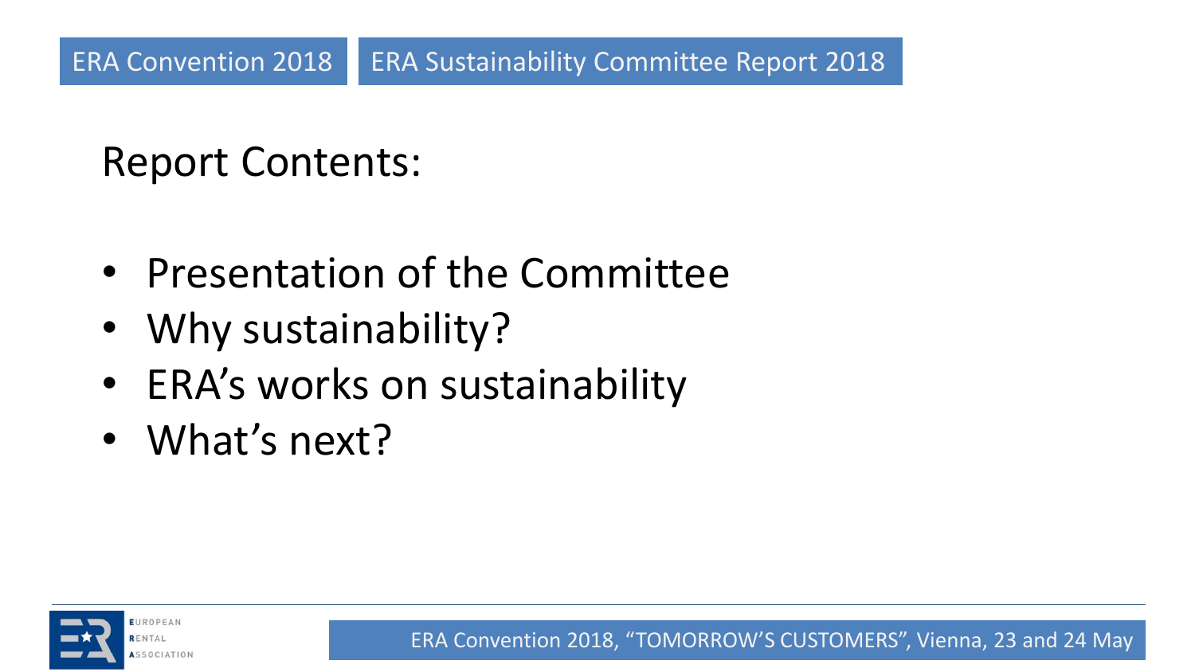## Report Contents:

- Presentation of the Committee
- Why sustainability?
- ERA's works on sustainability
- What's next?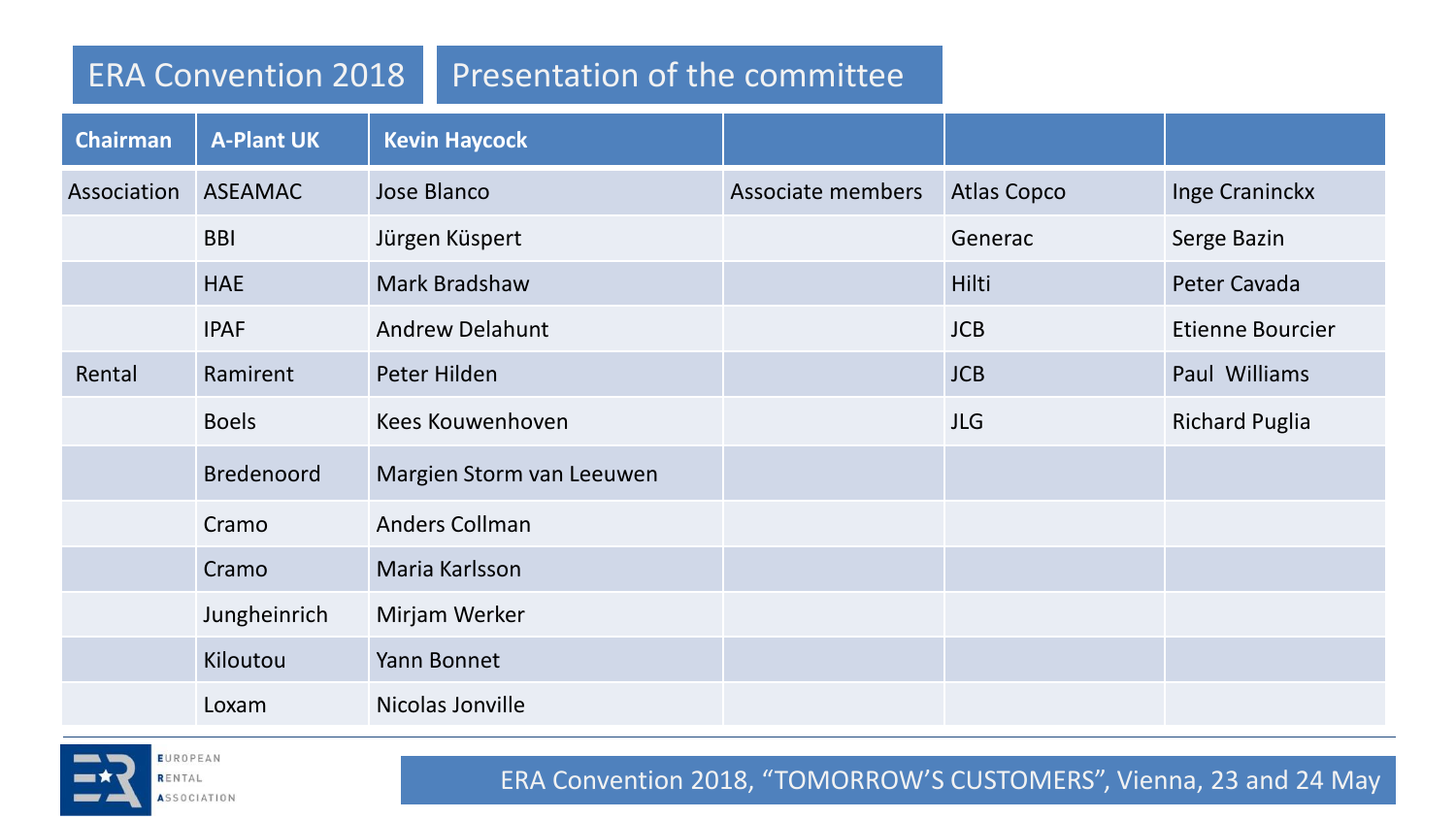## ERA Convention 2018 — Presentation of the committee

| Chairman | A-Plant UK | Kevin Haycock | | | |
|---|---|---|---|---|---|
| Association | ASEAMAC | Jose Blanco | Associate members | Atlas Copco | Inge Craninckx |
| | BBI | Jürgen Küspert | | Generac | Serge Bazin |
| | HAE | Mark Bradshaw | | Hilti | Peter Cavada |
| | IPAF | Andrew Delahunt | | JCB | Etienne Bourcier |
| Rental | Ramirent | Peter Hilden | | JCB | Paul Williams |
| | Boels | Kees Kouwenhoven | | JLG | Richard Puglia |
| | Bredenoord | Margien Storm van Leeuwen | | | |
| | Cramo | Anders Collman | | | |
| | Cramo | Maria Karlsson | | | |
| | Jungheinrich | Mirjam Werker | | | |
| | Kiloutou | Yann Bonnet | | | |
| | Loxam | Nicolas Jonville | | | |

ERA Convention 2018, "TOMORROW'S CUSTOMERS", Vienna, 23 and 24 May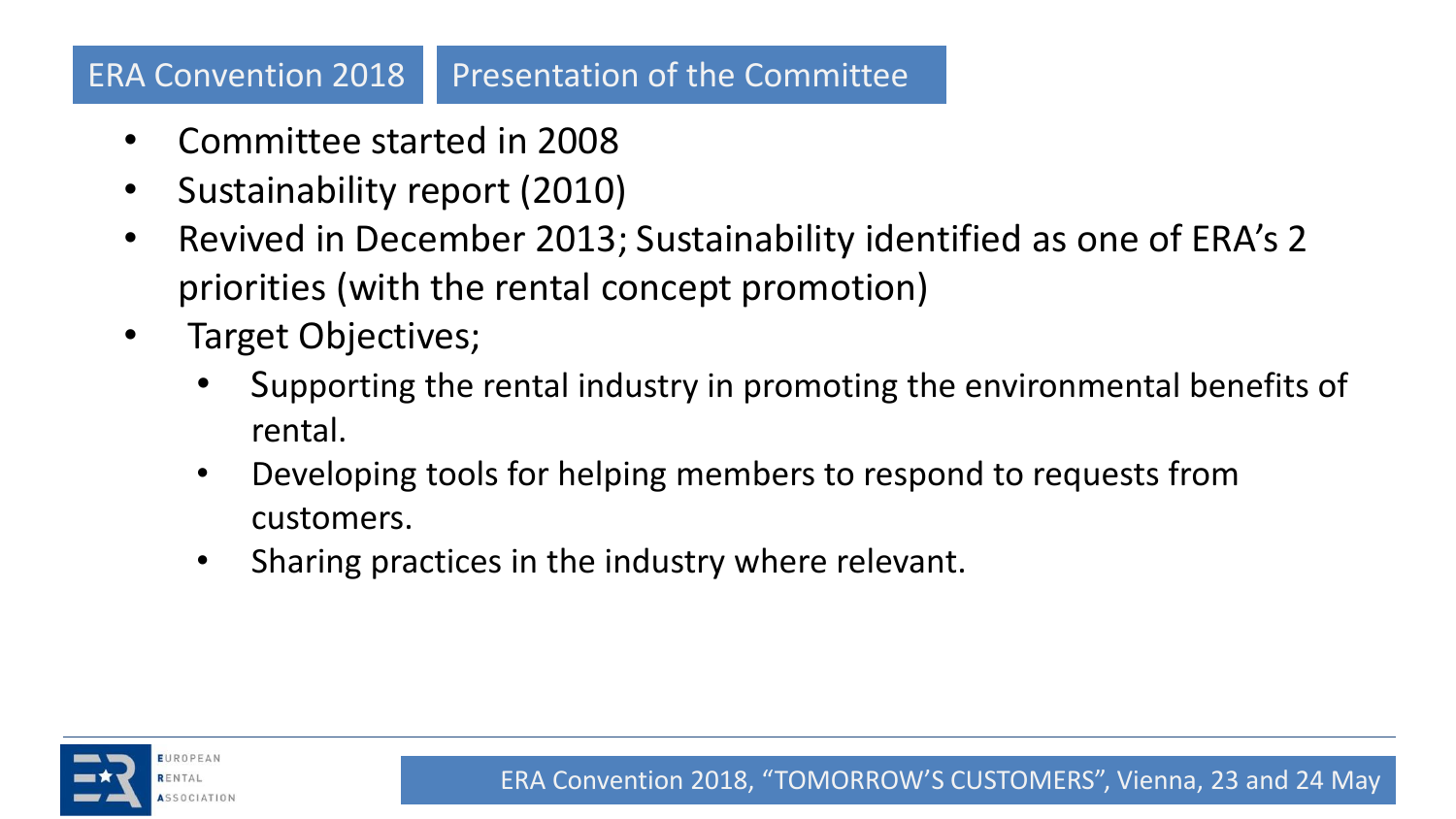## ERA Convention 2018 | Presentation of the Committee

- Committee started in 2008
- Sustainability report (2010)
- Revived in December 2013; Sustainability identified as one of ERA's 2 priorities (with the rental concept promotion)
- Target Objectives;
  - Supporting the rental industry in promoting the environmental benefits of rental.
  - Developing tools for helping members to respond to requests from customers.
  - Sharing practices in the industry where relevant.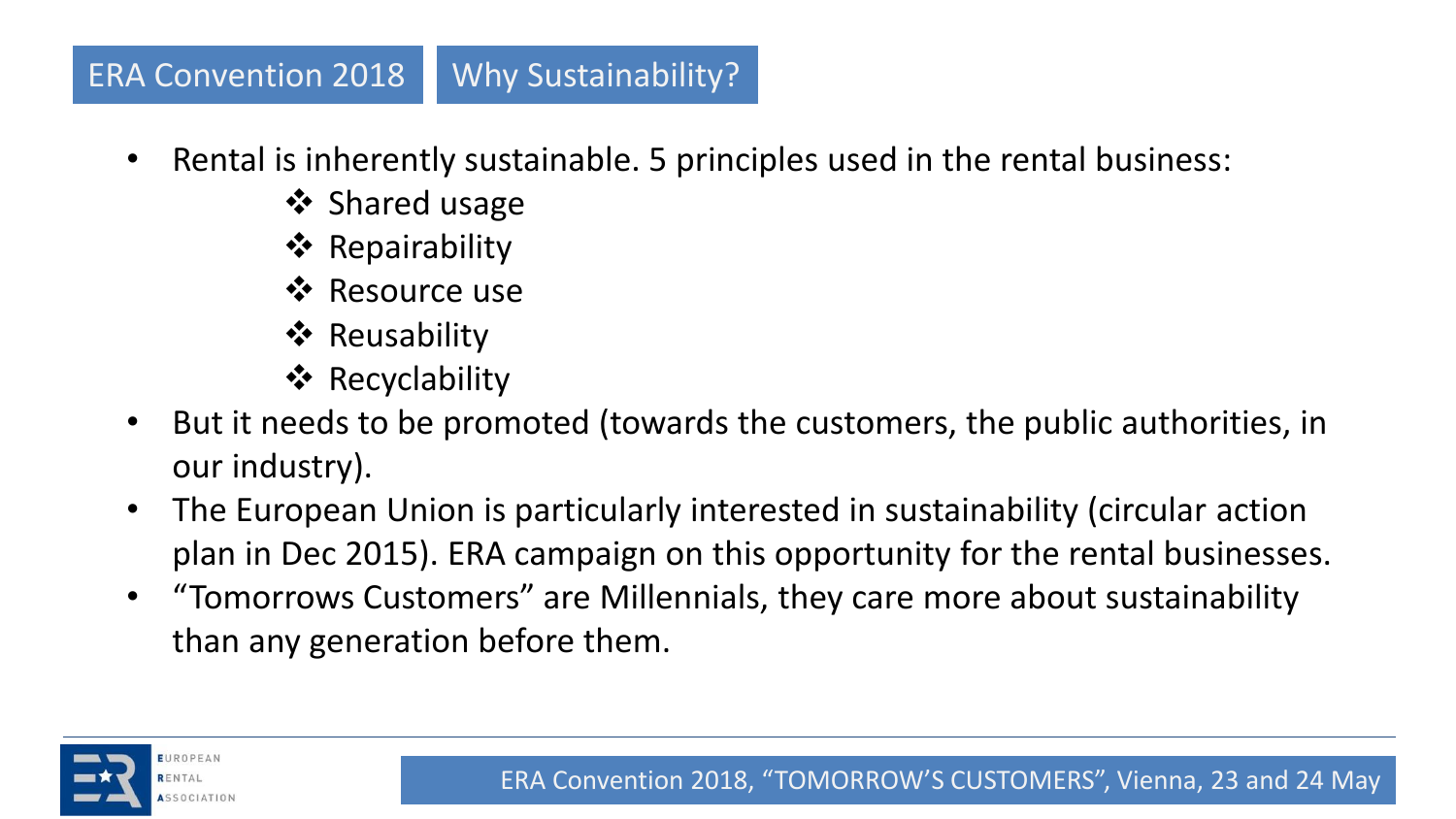## ERA Convention 2018 — Why Sustainability?

- Rental is inherently sustainable. 5 principles used in the rental business:
  - Shared usage
  - Repairability
  - Resource use
  - Reusability
  - Recyclability
- But it needs to be promoted (towards the customers, the public authorities, in our industry).
- The European Union is particularly interested in sustainability (circular action plan in Dec 2015). ERA campaign on this opportunity for the rental businesses.
- "Tomorrows Customers" are Millennials, they care more about sustainability than any generation before them.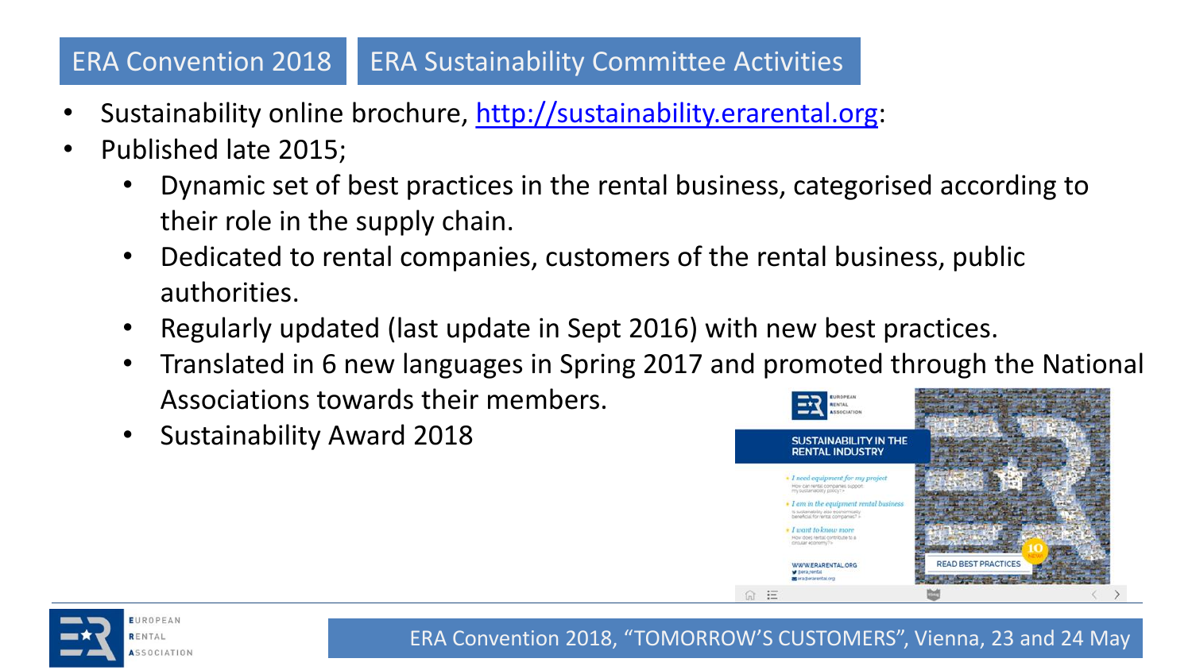## ERA Convention 2018 | ERA Sustainability Committee Activities

- Sustainability online brochure, [http://sustainability.erarental.org](http://sustainability.erarental.org):
- Published late 2015;
  - Dynamic set of best practices in the rental business, categorised according to their role in the supply chain.
  - Dedicated to rental companies, customers of the rental business, public authorities.
  - Regularly updated (last update in Sept 2016) with new best practices.
  - Translated in 6 new languages in Spring 2017 and promoted through the National Associations towards their members.
  - Sustainability Award 2018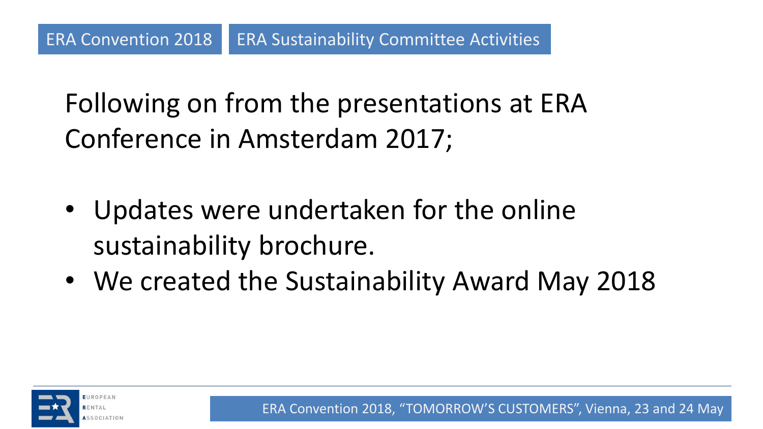ERA Convention 2018 | ERA Sustainability Committee Activities

Following on from the presentations at ERA Conference in Amsterdam 2017;

- Updates were undertaken for the online sustainability brochure.
- We created the Sustainability Award May 2018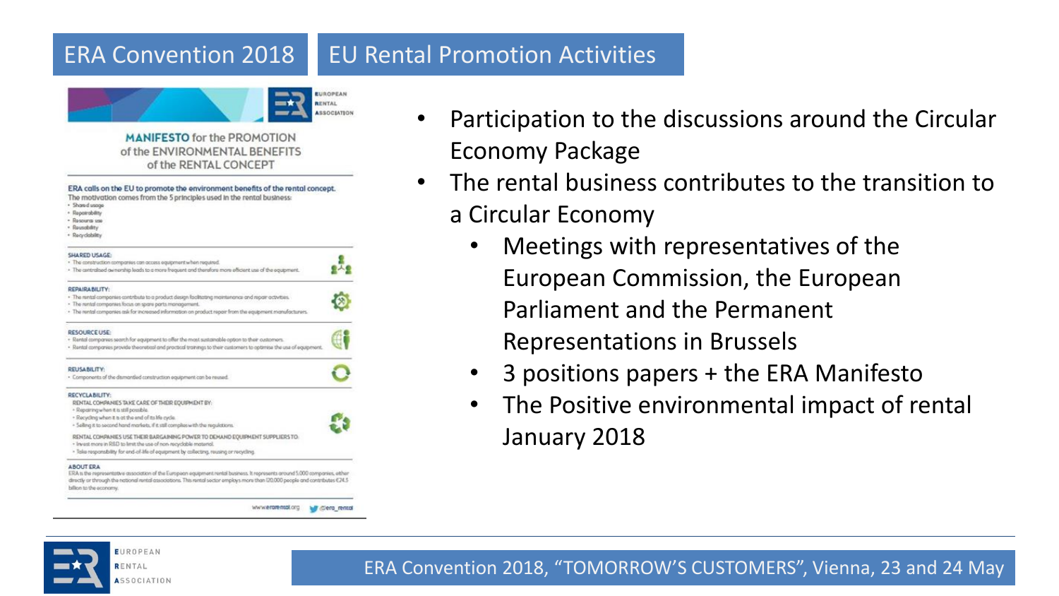## ERA Convention 2018 | EU Rental Promotion Activities

**MANIFESTO for the PROMOTION of the ENVIRONMENTAL BENEFITS of the RENTAL CONCEPT**

**ERA calls on the EU to promote the environment benefits of the rental concept.**
The motivation comes from the 5 principles used in the rental business:

- Shared usage
- Repairability
- Resource use
- Reusability
- Recyclability

**SHARED USAGE:**

- The construction companies can access equipment when required.
- The centralised ownership leads to a more frequent and therefore more efficient use of the equipment.

**REPAIRABILITY:**

- The rental companies contribute to a product design facilitating maintenance and repair activities.
- The rental companies focus on spare parts management.
- The rental companies ask for increased information on product repair from the equipment manufacturers.

**RESOURCE USE:**

- Rental companies search for equipment to offer the most sustainable option to their customers.
- Rental companies provide theoretical and practical trainings to their customers to optimise the use of equipment.

**REUSABILITY:**

- Components of the dismantled construction equipment can be reused.

**RECYCLABILITY:**

RENTAL COMPANIES TAKE CARE OF THEIR EQUIPMENT BY:

- Repairing when it is still possible.
- Recycling when it is at the end of its life cycle.
- Selling it to second hand markets, if it still complies with the regulations.

RENTAL COMPANIES USE THEIR BARGAINING POWER TO DEMAND EQUIPMENT SUPPLIERS TO:

- Invest more in R&D to limit the use of non-recyclable material.
- Take responsibility for end-of-life of equipment by collecting, reusing or recycling.

**ABOUT ERA**
ERA is the representative association of the European equipment rental business. It represents around 5.000 companies, either directly or through the national rental associations. The rental sector employs more than 120.000 people and contributes €24.5 billion to the economy.

www.erarental.org @era_rental

- Participation to the discussions around the Circular Economy Package
- The rental business contributes to the transition to a Circular Economy
  - Meetings with representatives of the European Commission, the European Parliament and the Permanent Representations in Brussels
  - 3 positions papers + the ERA Manifesto
  - The Positive environmental impact of rental January 2018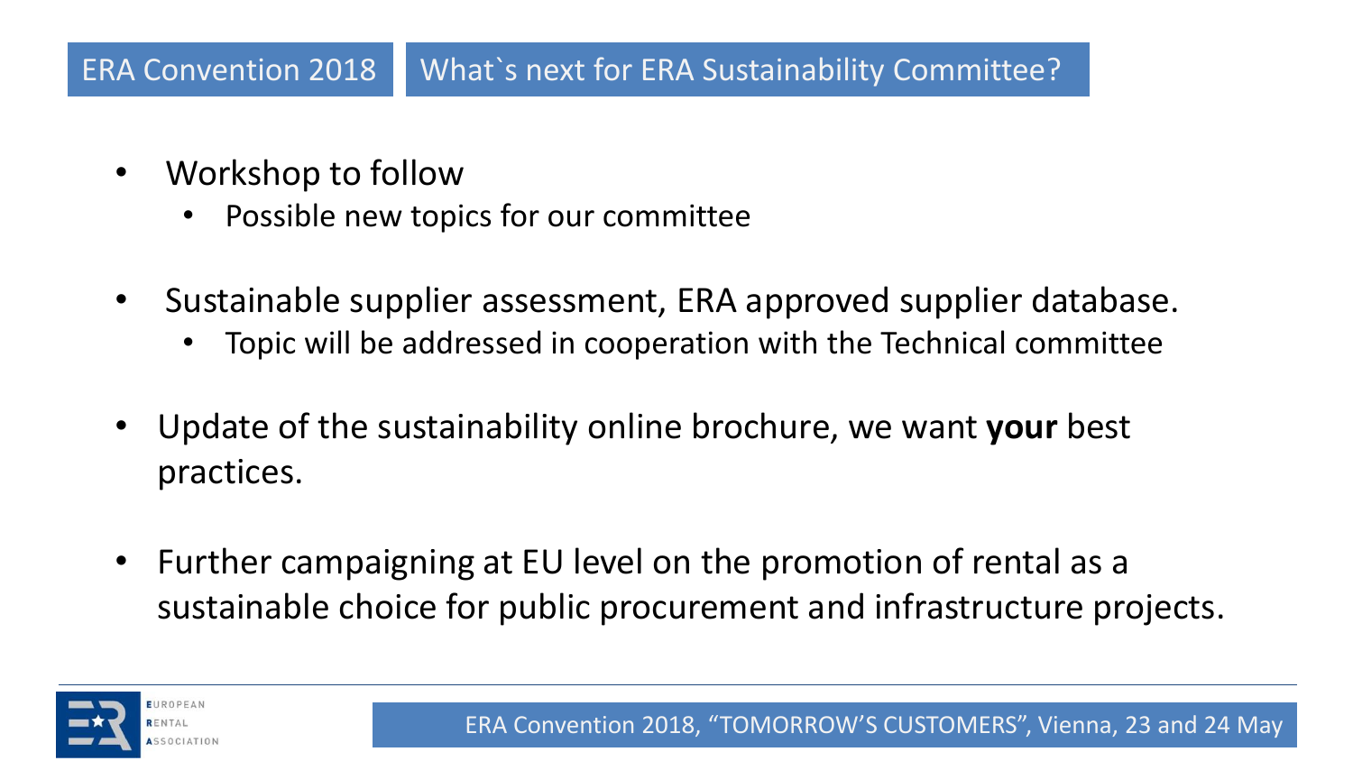ERA Convention 2018

## What`s next for ERA Sustainability Committee?

- Workshop to follow
  - Possible new topics for our committee
- Sustainable supplier assessment, ERA approved supplier database.
  - Topic will be addressed in cooperation with the Technical committee
- Update of the sustainability online brochure, we want **your** best practices.
- Further campaigning at EU level on the promotion of rental as a sustainable choice for public procurement and infrastructure projects.